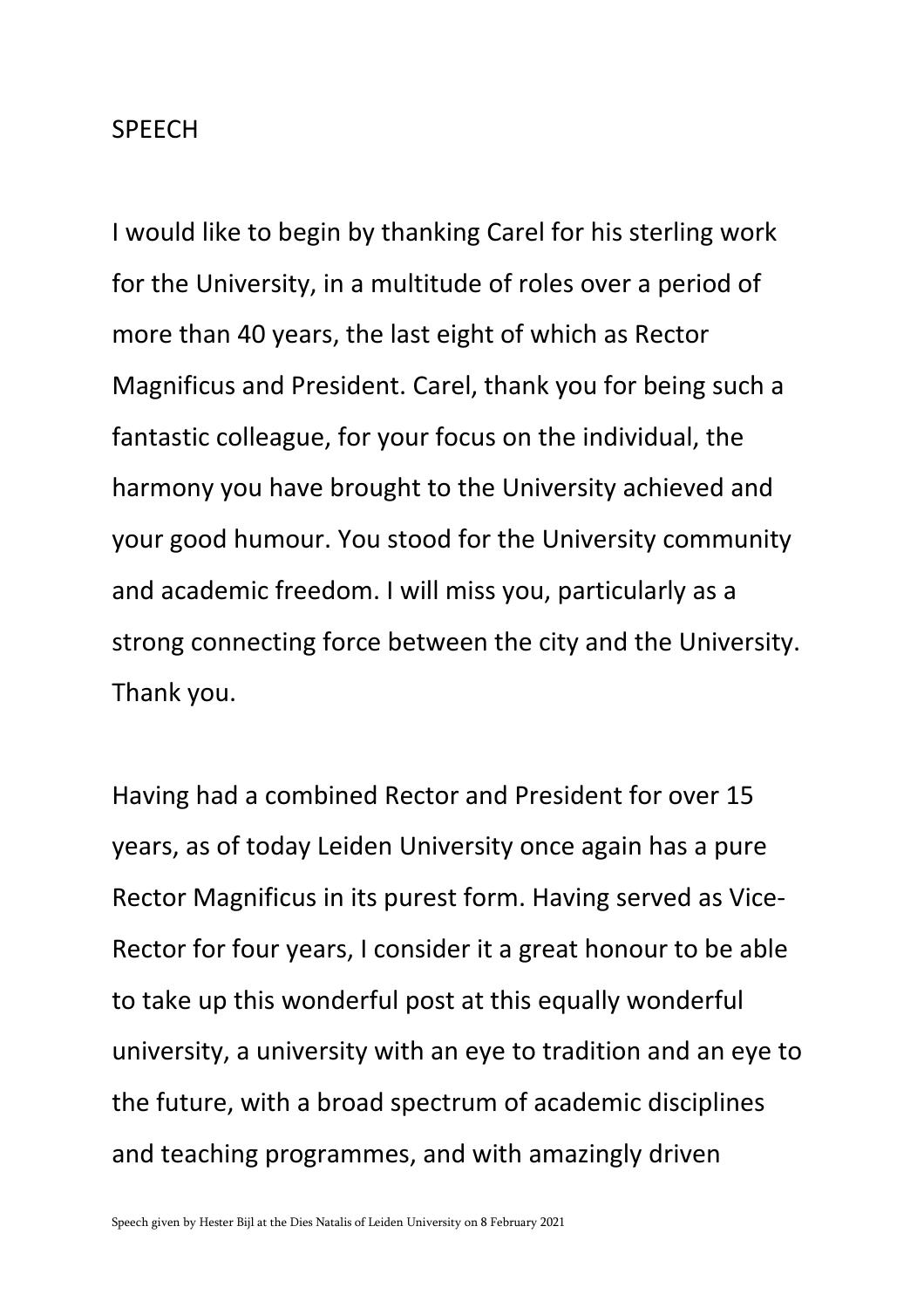SPEECH

I would like to begin by thanking Carel for his sterling work for the University, in a multitude of roles over a period of more than 40 years, the last eight of which as Rector Magnificus and President. Carel, thank you for being such a fantastic colleague, for your focus on the individual, the harmony you have brought to the University achieved and your good humour. You stood for the University community and academic freedom. I will miss you, particularly as a strong connecting force between the city and the University. Thank you.

Having had a combined Rector and President for over 15 years, as of today Leiden University once again has a pure Rector Magnificus in its purest form. Having served as Vice-Rector for four years, I consider it a great honour to be able to take up this wonderful post at this equally wonderful university, a university with an eye to tradition and an eye to the future, with a broad spectrum of academic disciplines and teaching programmes, and with amazingly driven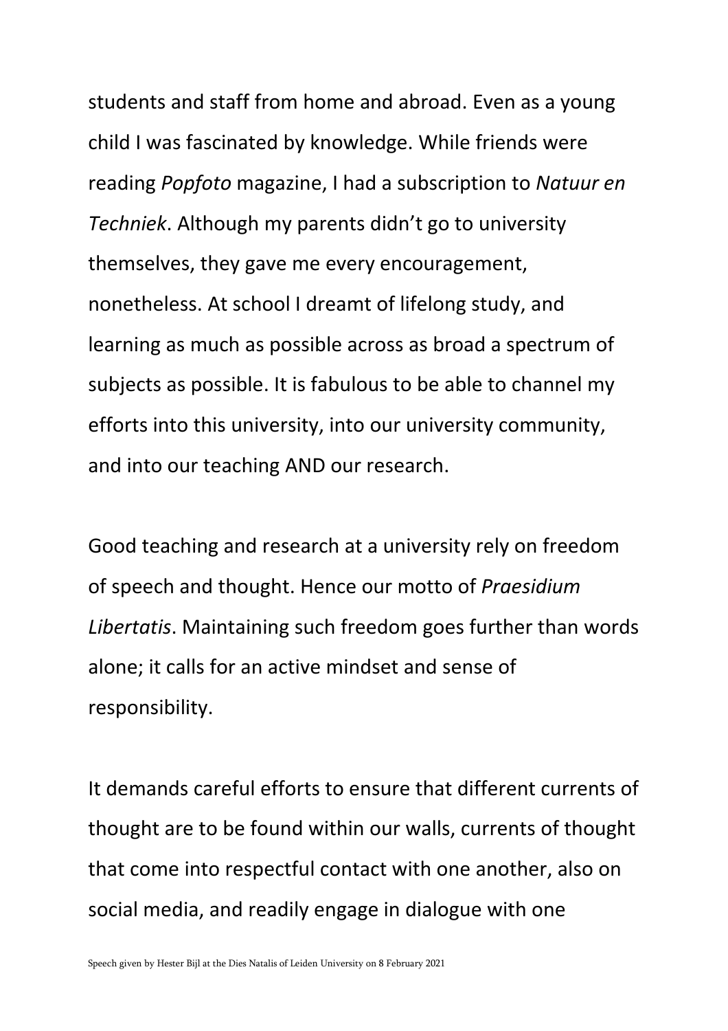students and staff from home and abroad. Even as a young child I was fascinated by knowledge. While friends were reading *Popfoto* magazine, I had a subscription to *Natuur en Techniek*. Although my parents didn't go to university themselves, they gave me every encouragement, nonetheless. At school I dreamt of lifelong study, and learning as much as possible across as broad a spectrum of subjects as possible. It is fabulous to be able to channel my efforts into this university, into our university community, and into our teaching AND our research.

Good teaching and research at a university rely on freedom of speech and thought. Hence our motto of *Praesidium Libertatis*. Maintaining such freedom goes further than words alone; it calls for an active mindset and sense of responsibility.

It demands careful efforts to ensure that different currents of thought are to be found within our walls, currents of thought that come into respectful contact with one another, also on social media, and readily engage in dialogue with one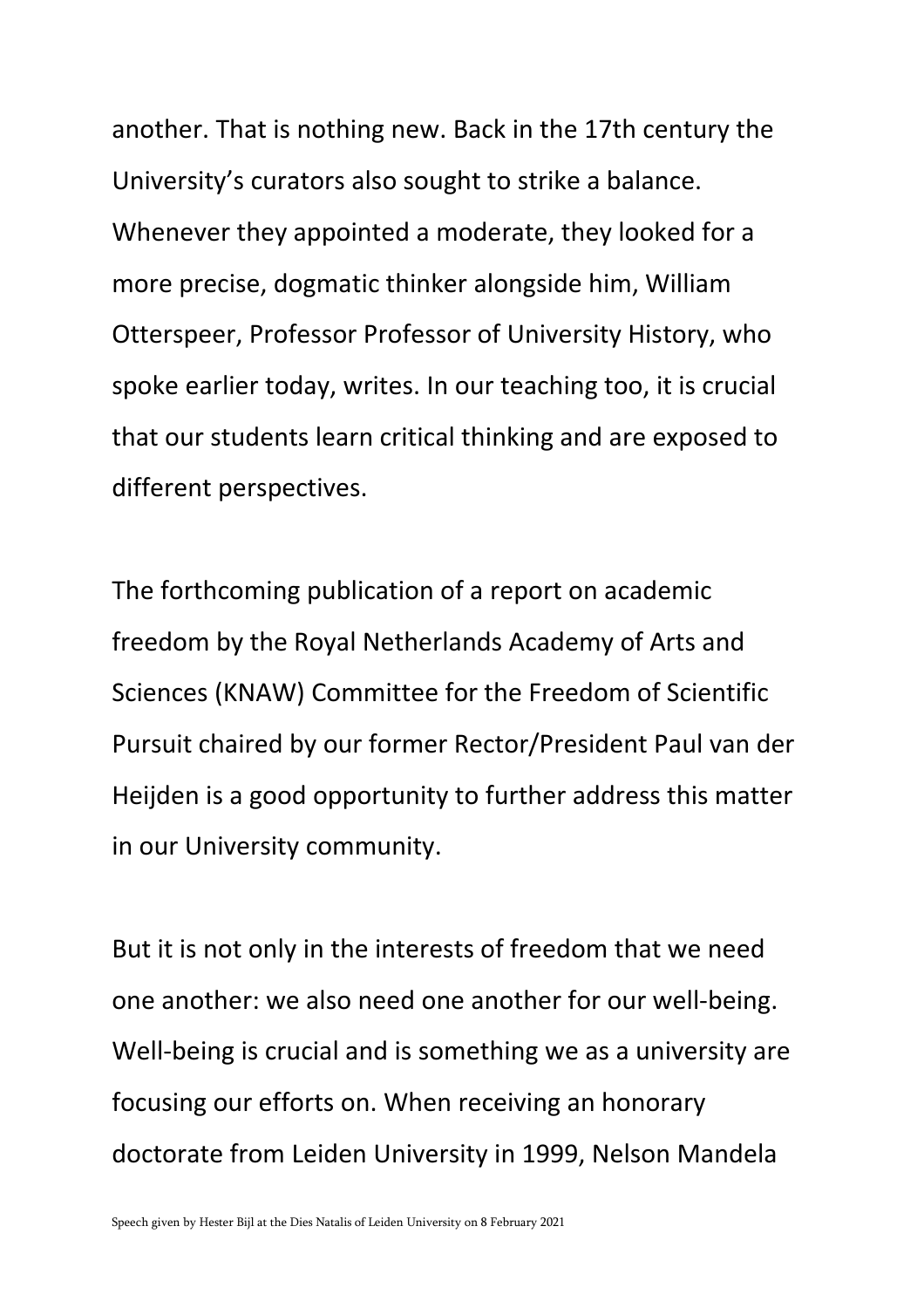another. That is nothing new. Back in the 17th century the University's curators also sought to strike a balance. Whenever they appointed a moderate, they looked for a more precise, dogmatic thinker alongside him, William Otterspeer, Professor Professor of University History, who spoke earlier today, writes. In our teaching too, it is crucial that our students learn critical thinking and are exposed to different perspectives.

The forthcoming publication of a report on academic freedom by the Royal Netherlands Academy of Arts and Sciences (KNAW) Committee for the Freedom of Scientific Pursuit chaired by our former Rector/President Paul van der Heijden is a good opportunity to further address this matter in our University community.

But it is not only in the interests of freedom that we need one another: we also need one another for our well-being. Well-being is crucial and is something we as a university are focusing our efforts on. When receiving an honorary doctorate from Leiden University in 1999, Nelson Mandela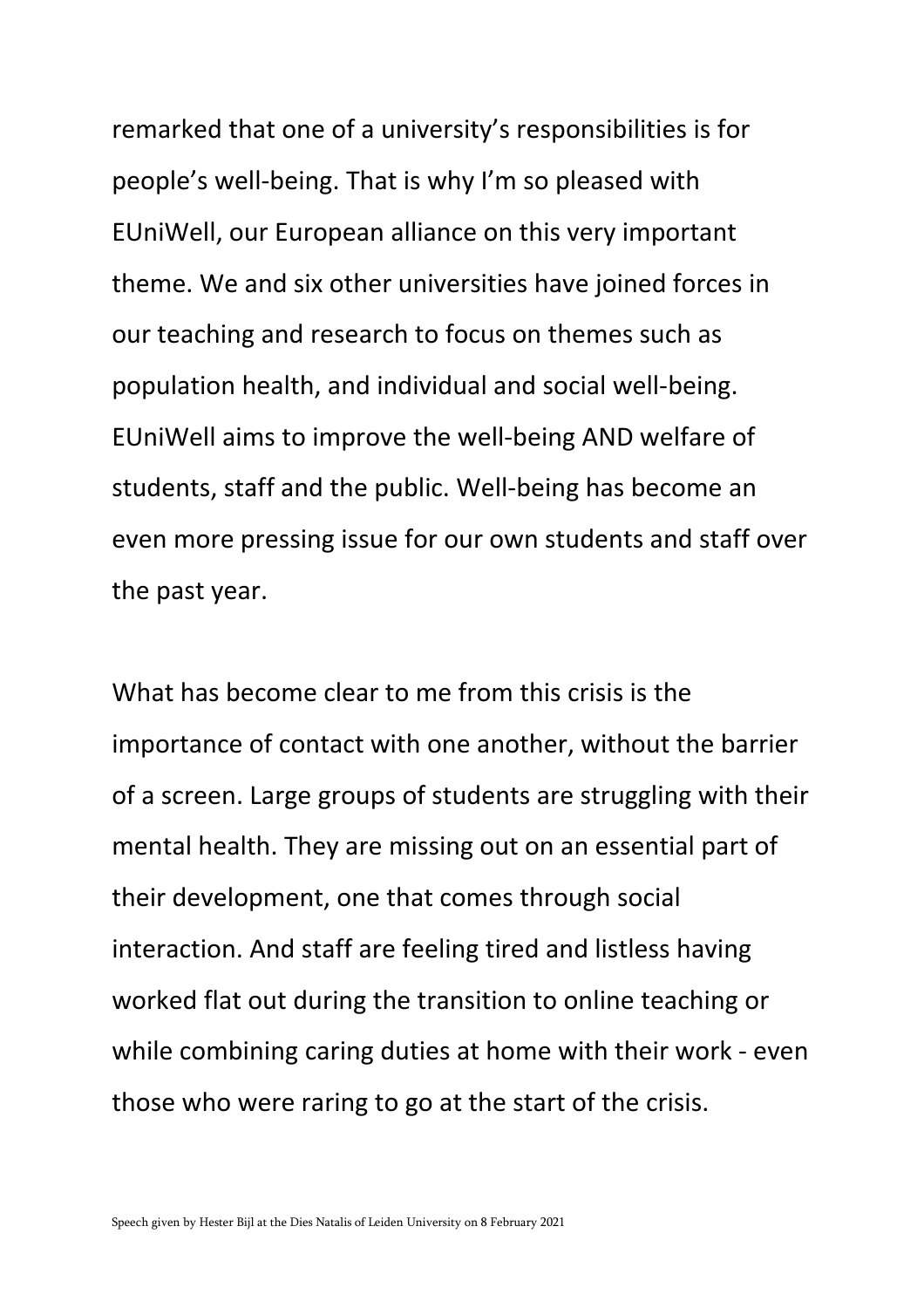remarked that one of a university's responsibilities is for people's well-being. That is why I'm so pleased with EUniWell, our European alliance on this very important theme. We and six other universities have joined forces in our teaching and research to focus on themes such as population health, and individual and social well-being. EUniWell aims to improve the well-being AND welfare of students, staff and the public. Well-being has become an even more pressing issue for our own students and staff over the past year.

What has become clear to me from this crisis is the importance of contact with one another, without the barrier of a screen. Large groups of students are struggling with their mental health. They are missing out on an essential part of their development, one that comes through social interaction. And staff are feeling tired and listless having worked flat out during the transition to online teaching or while combining caring duties at home with their work - even those who were raring to go at the start of the crisis.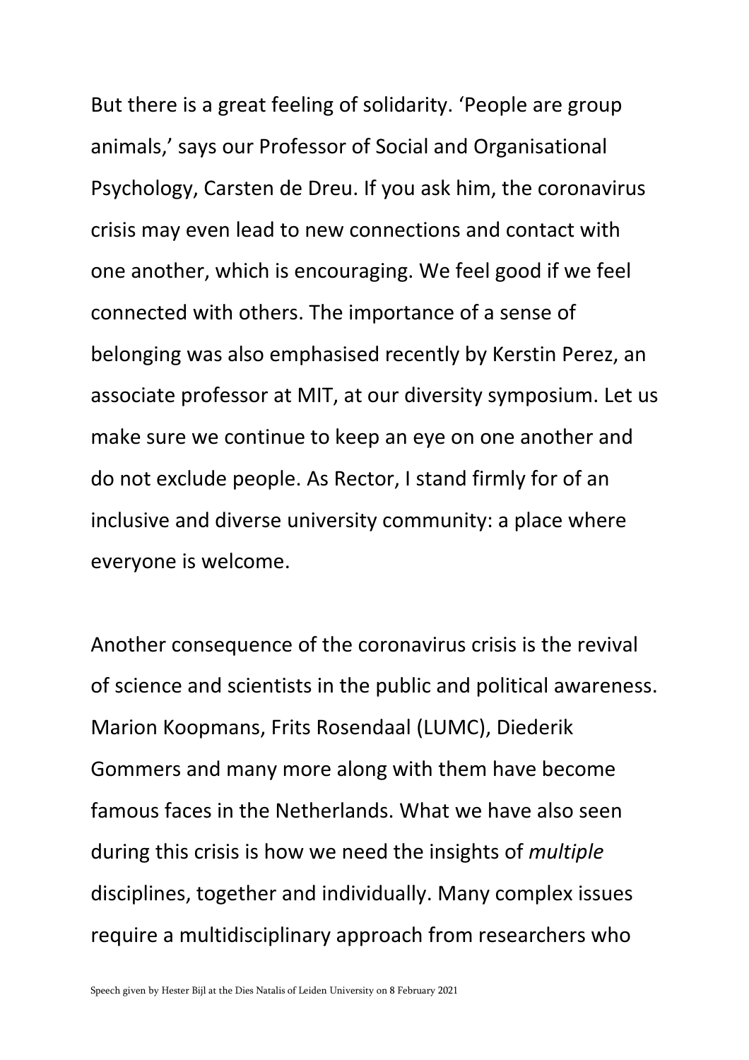But there is a great feeling of solidarity. 'People are group animals,' says our Professor of Social and Organisational Psychology, Carsten de Dreu. If you ask him, the coronavirus crisis may even lead to new connections and contact with one another, which is encouraging. We feel good if we feel connected with others. The importance of a sense of belonging was also emphasised recently by Kerstin Perez, an associate professor at MIT, at our diversity symposium. Let us make sure we continue to keep an eye on one another and do not exclude people. As Rector, I stand firmly for of an inclusive and diverse university community: a place where everyone is welcome.

Another consequence of the coronavirus crisis is the revival of science and scientists in the public and political awareness. Marion Koopmans, Frits Rosendaal (LUMC), Diederik Gommers and many more along with them have become famous faces in the Netherlands. What we have also seen during this crisis is how we need the insights of *multiple* disciplines, together and individually. Many complex issues require a multidisciplinary approach from researchers who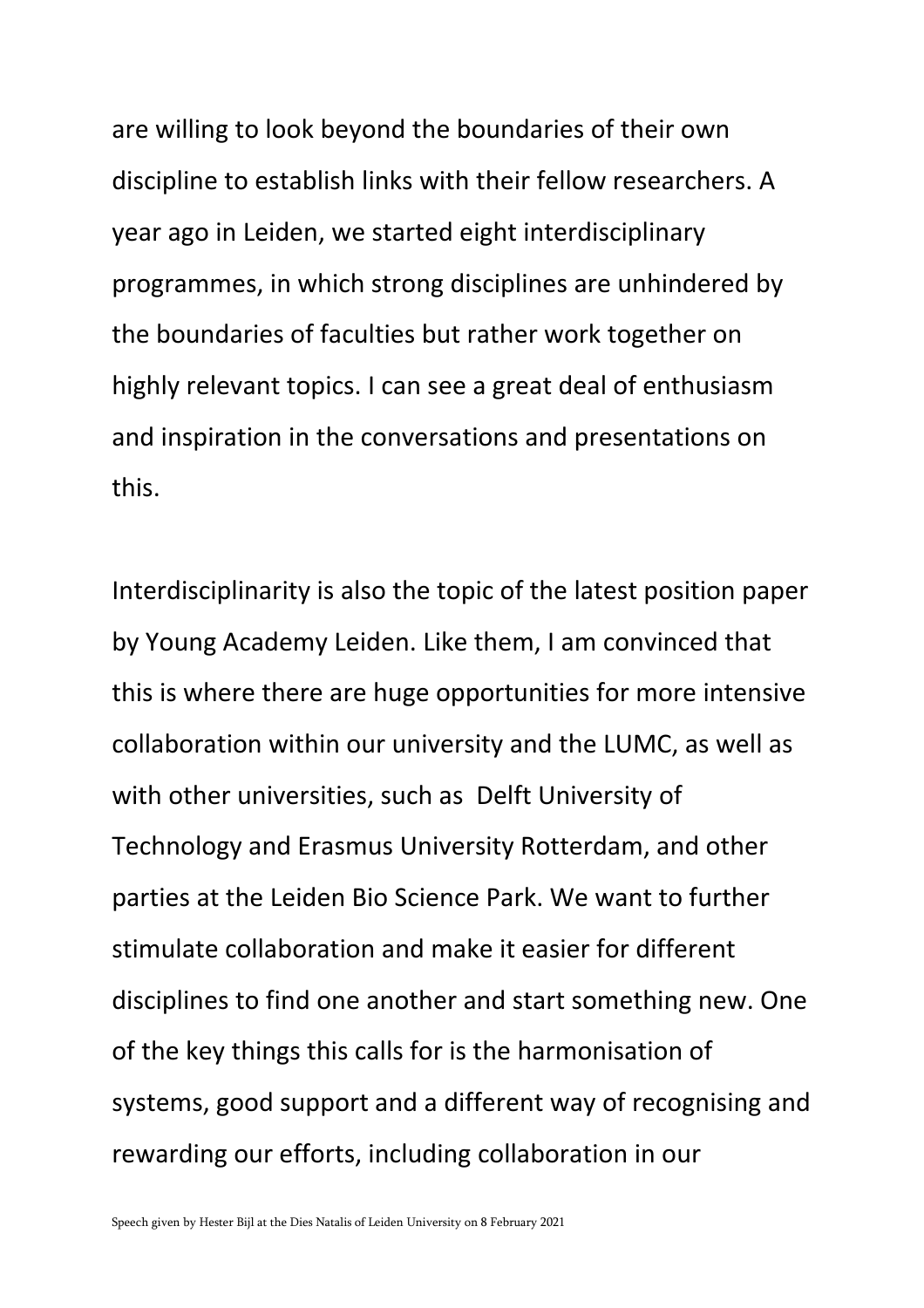are willing to look beyond the boundaries of their own discipline to establish links with their fellow researchers. A year ago in Leiden, we started eight interdisciplinary programmes, in which strong disciplines are unhindered by the boundaries of faculties but rather work together on highly relevant topics. I can see a great deal of enthusiasm and inspiration in the conversations and presentations on this.

Interdisciplinarity is also the topic of the latest position paper by Young Academy Leiden. Like them, I am convinced that this is where there are huge opportunities for more intensive collaboration within our university and the LUMC, as well as with other universities, such as Delft University of Technology and Erasmus University Rotterdam, and other parties at the Leiden Bio Science Park. We want to further stimulate collaboration and make it easier for different disciplines to find one another and start something new. One of the key things this calls for is the harmonisation of systems, good support and a different way of recognising and rewarding our efforts, including collaboration in our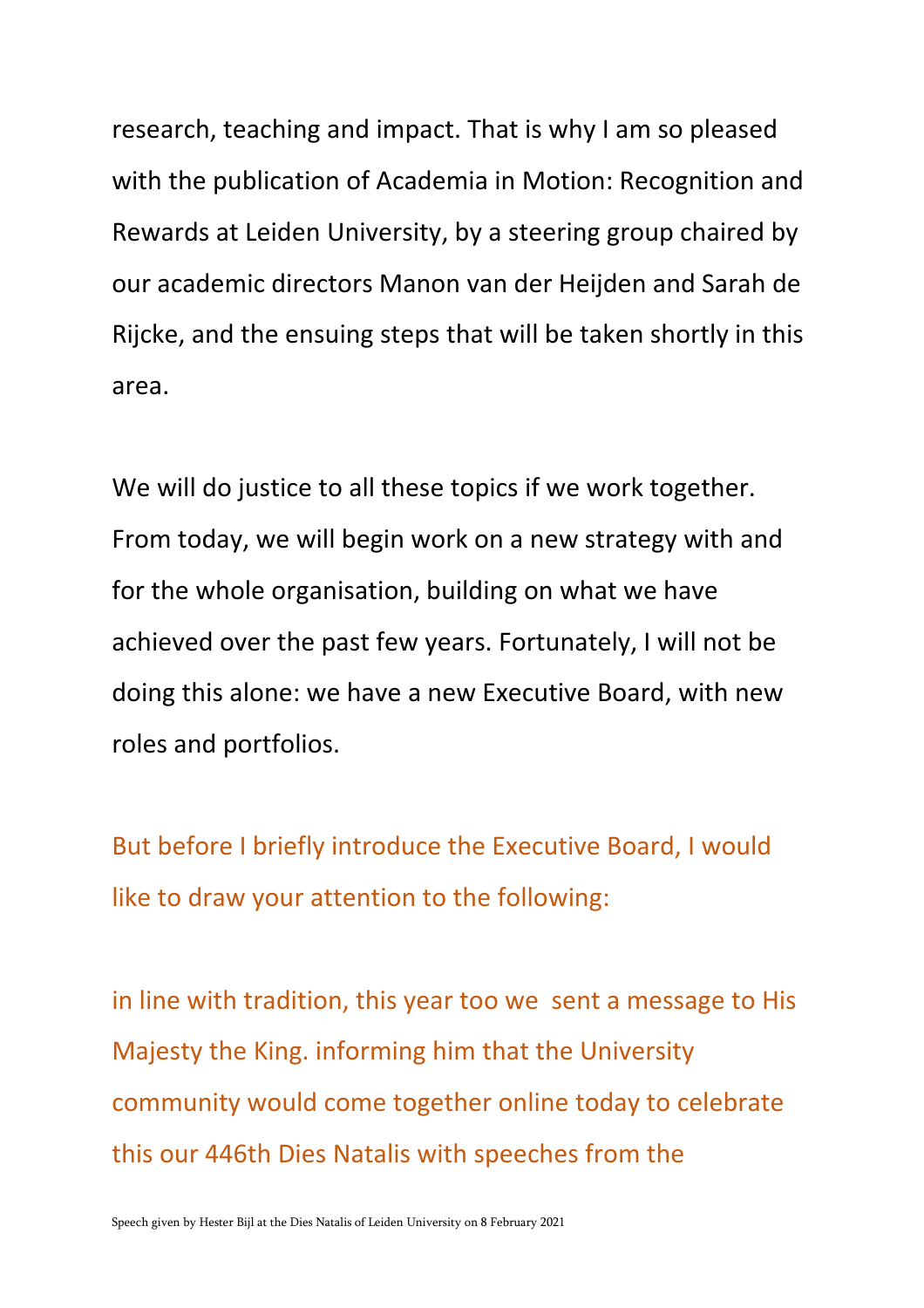research, teaching and impact. That is why I am so pleased with the publication of Academia in Motion: Recognition and Rewards at Leiden University, by a steering group chaired by our academic directors Manon van der Heijden and Sarah de Rijcke, and the ensuing steps that will be taken shortly in this area.

We will do justice to all these topics if we work together. From today, we will begin work on a new strategy with and for the whole organisation, building on what we have achieved over the past few years. Fortunately, I will not be doing this alone: we have a new Executive Board, with new roles and portfolios.

But before I briefly introduce the Executive Board, I would like to draw your attention to the following:

in line with tradition, this year too we  sent a message to His Majesty the King. informing him that the University community would come together online today to celebrate this our 446th Dies Natalis with speeches from the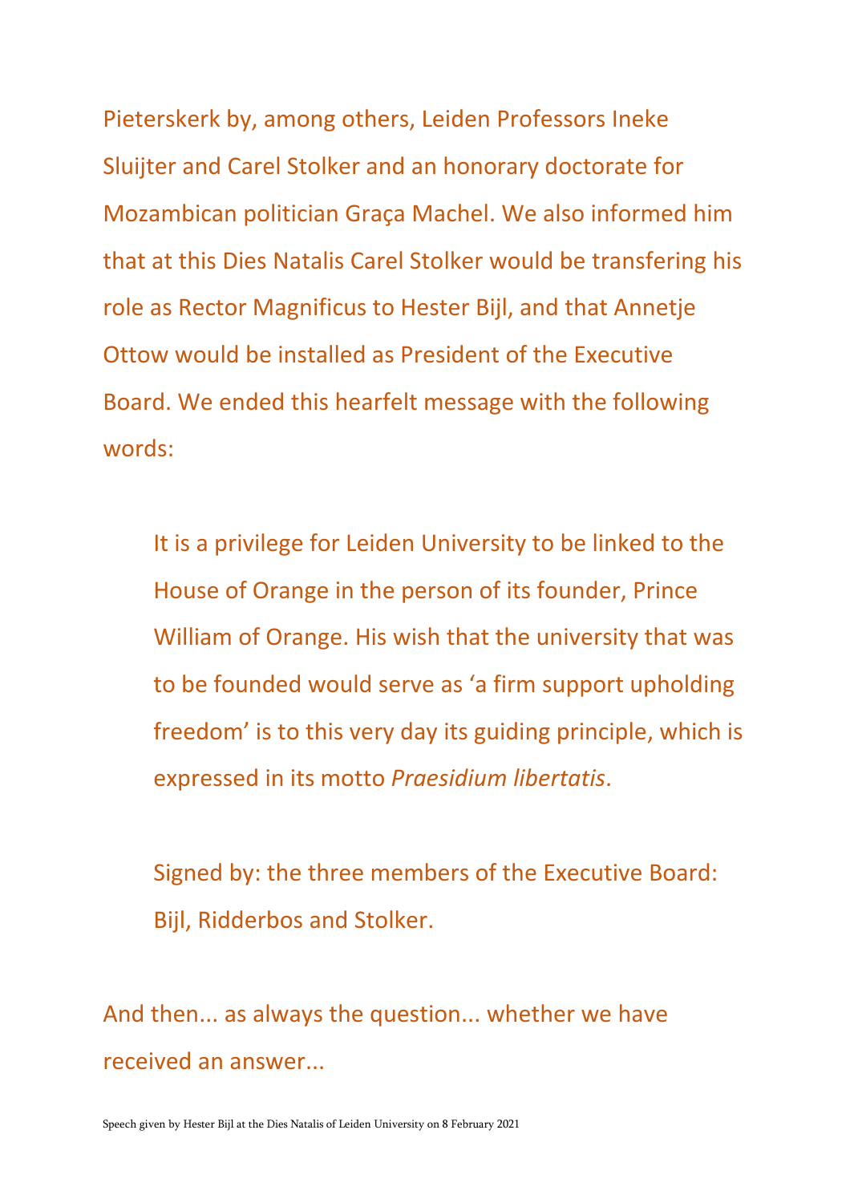Pieterskerk by, among others, Leiden Professors Ineke Sluijter and Carel Stolker and an honorary doctorate for Mozambican politician Graça Machel. We also informed him that at this Dies Natalis Carel Stolker would be transfering his role as Rector Magnificus to Hester Bijl, and that Annetje Ottow would be installed as President of the Executive Board. We ended this hearfelt message with the following words:

> It is a privilege for Leiden University to be linked to the House of Orange in the person of its founder, Prince William of Orange. His wish that the university that was to be founded would serve as 'a firm support upholding freedom' is to this very day its guiding principle, which is expressed in its motto *Praesidium libertatis*.
>
> Signed by: the three members of the Executive Board: Bijl, Ridderbos and Stolker.

And then... as always the question... whether we have received an answer...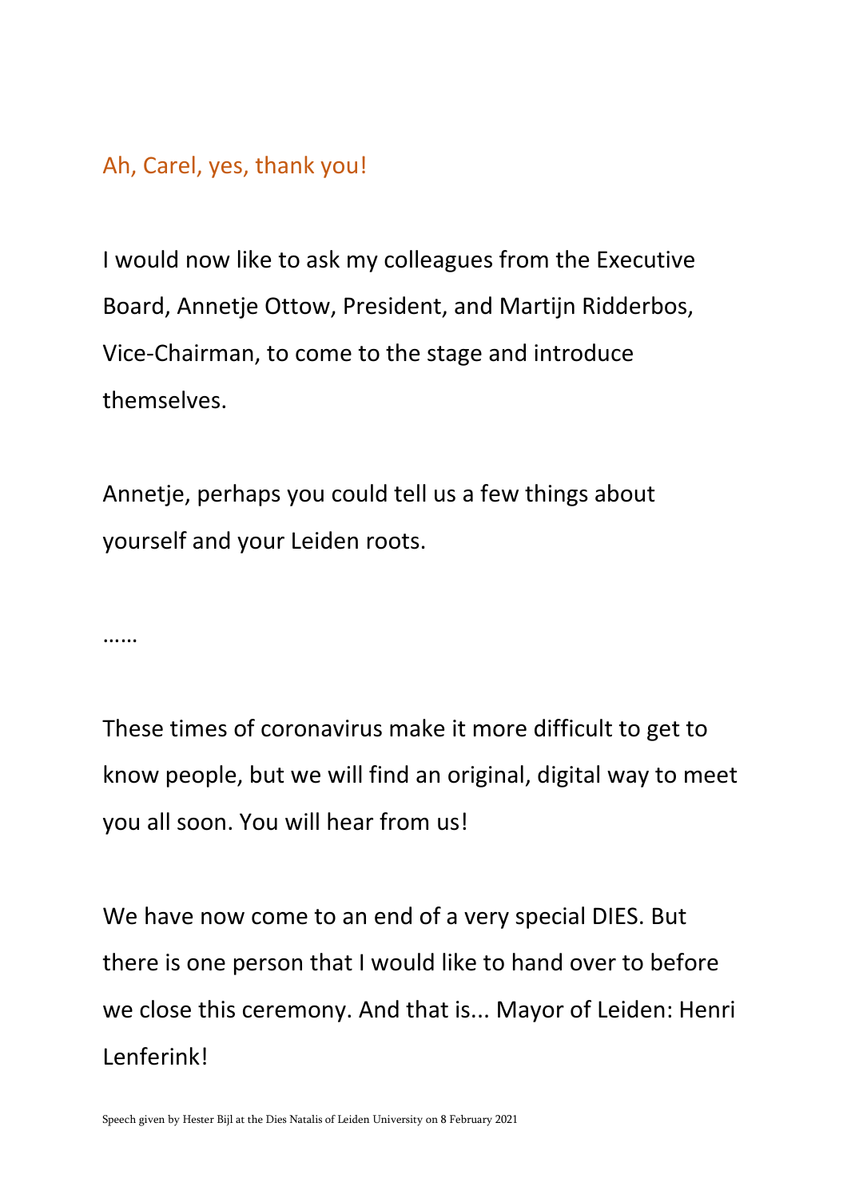Ah, Carel, yes, thank you!

I would now like to ask my colleagues from the Executive Board, Annetje Ottow, President, and Martijn Ridderbos, Vice-Chairman, to come to the stage and introduce themselves.

Annetje, perhaps you could tell us a few things about yourself and your Leiden roots.

……

These times of coronavirus make it more difficult to get to know people, but we will find an original, digital way to meet you all soon. You will hear from us!

We have now come to an end of a very special DIES. But there is one person that I would like to hand over to before we close this ceremony. And that is... Mayor of Leiden: Henri Lenferink!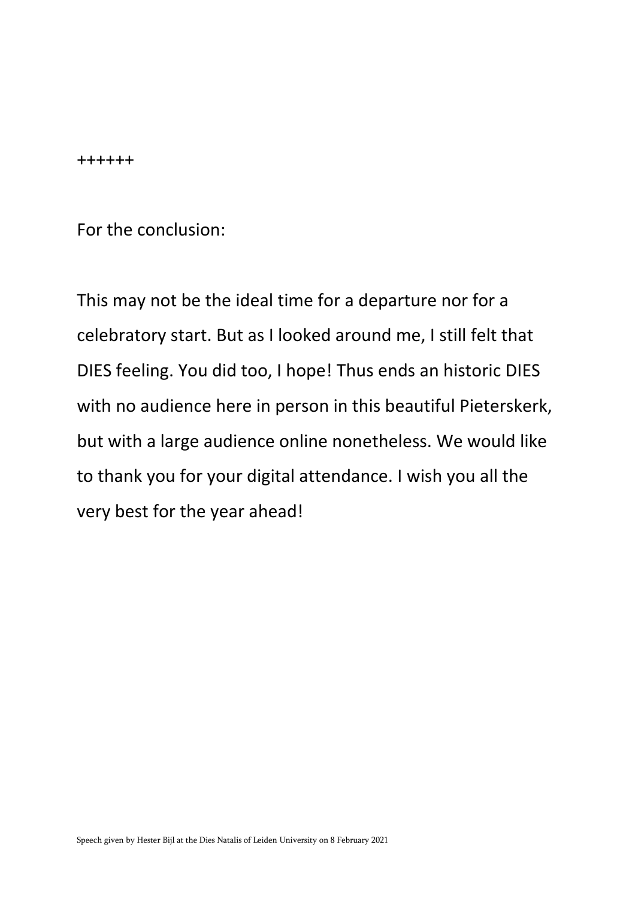++++++

For the conclusion:

This may not be the ideal time for a departure nor for a celebratory start. But as I looked around me, I still felt that DIES feeling. You did too, I hope! Thus ends an historic DIES with no audience here in person in this beautiful Pieterskerk, but with a large audience online nonetheless. We would like to thank you for your digital attendance. I wish you all the very best for the year ahead!